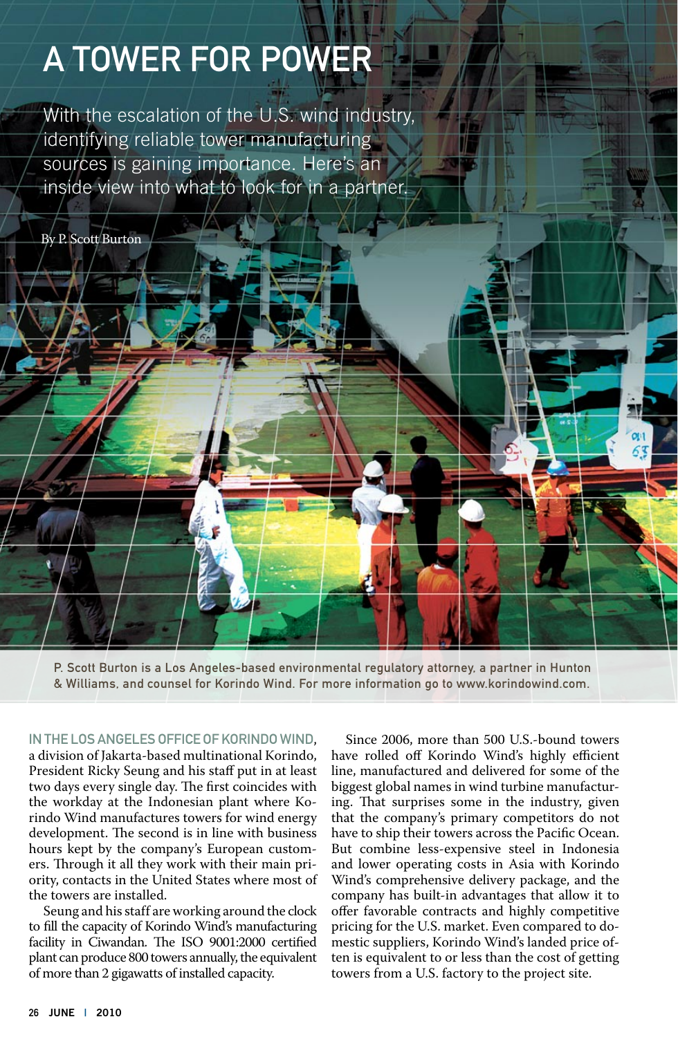# A TOWER FOR POWER

With the escalation of the U.S. wind industry, identifying reliable tower manufacturing sources is gaining importance. Here's an inside view into what to look for in a partner.

By P. Scott Burton

P. Scott Burton is a Los Angeles-based environmental regulatory attorney, a partner in Hunton & Williams, and counsel for Korindo Wind. For more information go to www.korindowind.com.

IN THE LOS ANGELES OFFICE OF KORINDO WIND, a division of Jakarta-based multinational Korindo, President Ricky Seung and his staff put in at least two days every single day. The first coincides with the workday at the Indonesian plant where Korindo Wind manufactures towers for wind energy development. The second is in line with business hours kept by the company's European customers. Through it all they work with their main priority, contacts in the United States where most of the towers are installed.

Seung and his staff are working around the clock to fill the capacity of Korindo Wind's manufacturing facility in Ciwandan. The ISO 9001:2000 certified plant can produce 800 towers annually, the equivalent of more than 2 gigawatts of installed capacity.

Since 2006, more than 500 U.S.-bound towers have rolled off Korindo Wind's highly efficient line, manufactured and delivered for some of the biggest global names in wind turbine manufacturing. That surprises some in the industry, given that the company's primary competitors do not have to ship their towers across the Pacific Ocean. But combine less-expensive steel in Indonesia and lower operating costs in Asia with Korindo Wind's comprehensive delivery package, and the company has built-in advantages that allow it to offer favorable contracts and highly competitive pricing for the U.S. market. Even compared to domestic suppliers, Korindo Wind's landed price often is equivalent to or less than the cost of getting towers from a U.S. factory to the project site.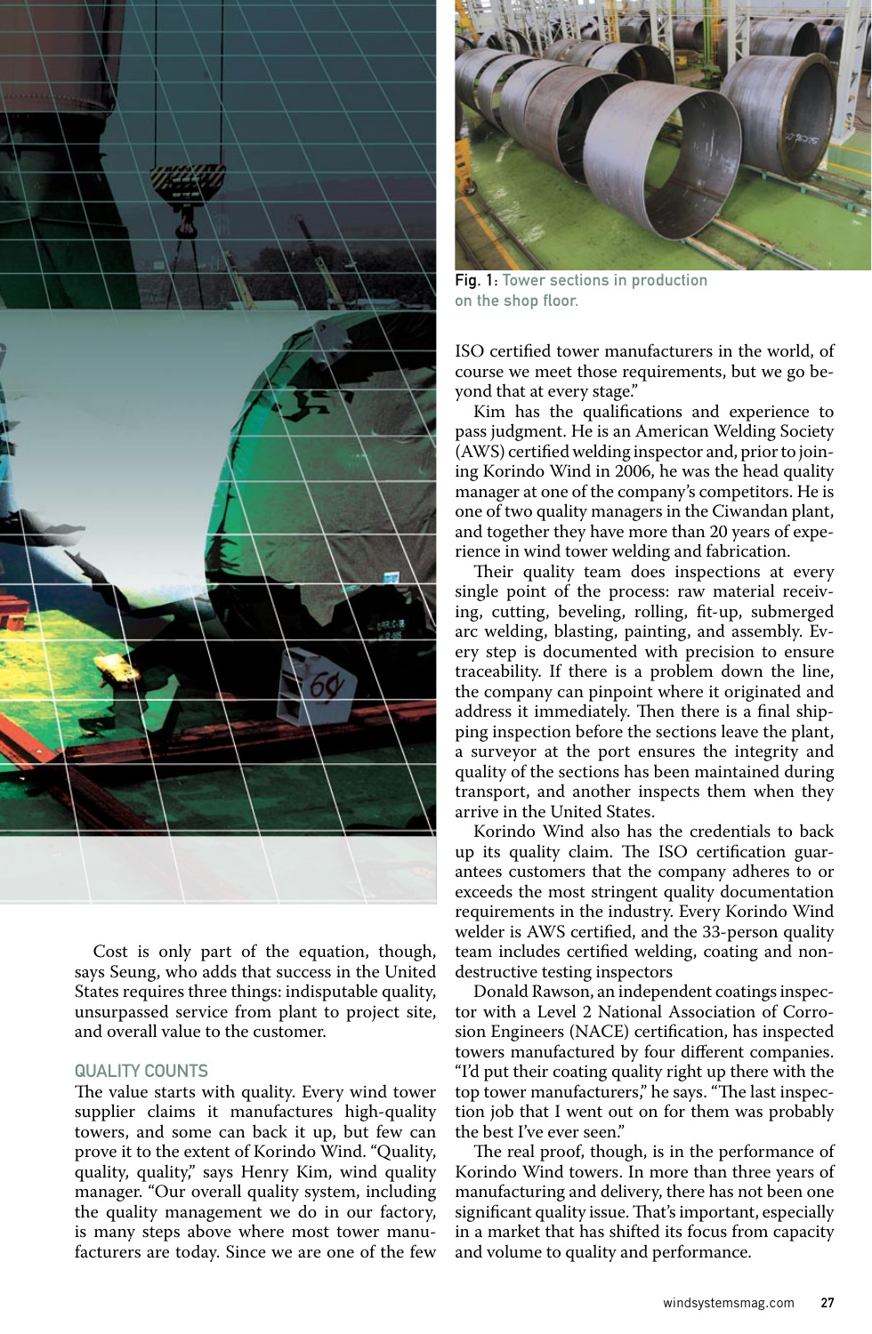Fig. 1: Tower sections in production on the shop floor.

Cost is only part of the equation, though, says Seung, who adds that success in the United States requires three things: indisputable quality, unsurpassed service from plant to project site, and overall value to the customer.

## QUALITY COUNTS

The value starts with quality. Every wind tower supplier claims it manufactures high-quality towers, and some can back it up, but few can prove it to the extent of Korindo Wind. "Quality, quality, quality," says Henry Kim, wind quality manager. "Our overall quality system, including the quality management we do in our factory, is many steps above where most tower manufacturers are today. Since we are one of the few ISO certified tower manufacturers in the world, of course we meet those requirements, but we go beyond that at every stage."

Kim has the qualifications and experience to pass judgment. He is an American Welding Society (AWS) certified welding inspector and, prior to joining Korindo Wind in 2006, he was the head quality manager at one of the company's competitors. He is one of two quality managers in the Ciwandan plant, and together they have more than 20 years of experience in wind tower welding and fabrication.

Their quality team does inspections at every single point of the process: raw material receiving, cutting, beveling, rolling, fit-up, submerged arc welding, blasting, painting, and assembly. Every step is documented with precision to ensure traceability. If there is a problem down the line, the company can pinpoint where it originated and address it immediately. Then there is a final shipping inspection before the sections leave the plant, a surveyor at the port ensures the integrity and quality of the sections has been maintained during transport, and another inspects them when they arrive in the United States.

Korindo Wind also has the credentials to back up its quality claim. The ISO certification guarantees customers that the company adheres to or exceeds the most stringent quality documentation requirements in the industry. Every Korindo Wind welder is AWS certified, and the 33-person quality team includes certified welding, coating and non-destructive testing inspectors

Donald Rawson, an independent coatings inspector with a Level 2 National Association of Corrosion Engineers (NACE) certification, has inspected towers manufactured by four different companies. "I'd put their coating quality right up there with the top tower manufacturers," he says. "The last inspection job that I went out on for them was probably the best I've ever seen."

The real proof, though, is in the performance of Korindo Wind towers. In more than three years of manufacturing and delivery, there has not been one significant quality issue. That's important, especially in a market that has shifted its focus from capacity and volume to quality and performance.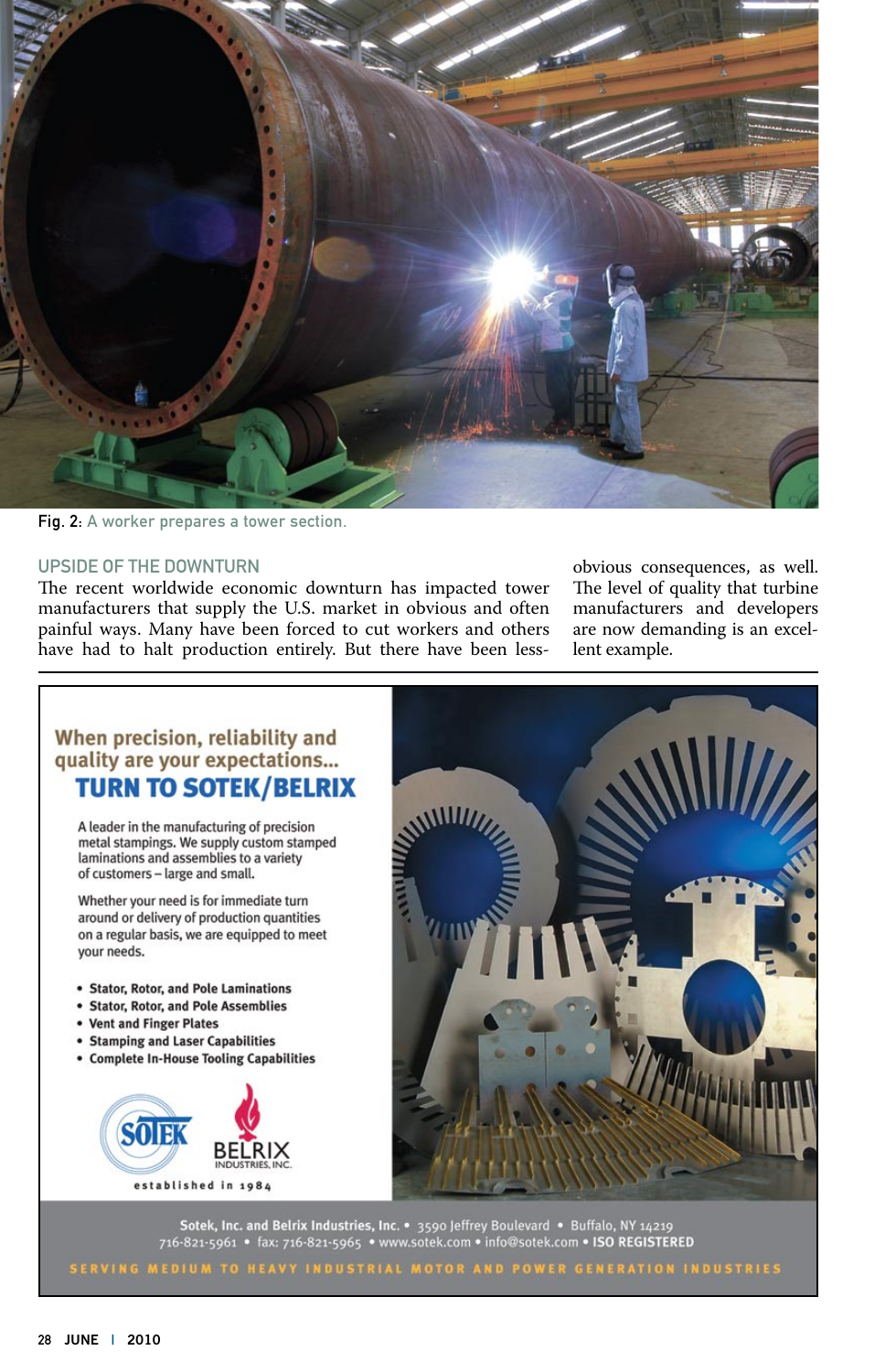Fig. 2: A worker prepares a tower section.

## UPSIDE OF THE DOWNTURN

The recent worldwide economic downturn has impacted tower manufacturers that supply the U.S. market in obvious and often painful ways. Many have been forced to cut workers and others have had to halt production entirely. But there have been less-obvious consequences, as well. The level of quality that turbine manufacturers and developers are now demanding is an excellent example.

---

When precision, reliability and quality are your expectations...

**TURN TO SOTEK/BELRIX**

A leader in the manufacturing of precision metal stampings. We supply custom stamped laminations and assemblies to a variety of customers – large and small.

Whether your need is for immediate turn around or delivery of production quantities on a regular basis, we are equipped to meet your needs.

- Stator, Rotor, and Pole Laminations
- Stator, Rotor, and Pole Assemblies
- Vent and Finger Plates
- Stamping and Laser Capabilities
- Complete In-House Tooling Capabilities

SOTEK BELRIX INDUSTRIES, INC.

established in 1984

Sotek, Inc. and Belrix Industries, Inc. • 3590 Jeffrey Boulevard • Buffalo, NY 14219
716-821-5961 • fax: 716-821-5965 • www.sotek.com • info@sotek.com • ISO REGISTERED

SERVING MEDIUM TO HEAVY INDUSTRIAL MOTOR AND POWER GENERATION INDUSTRIES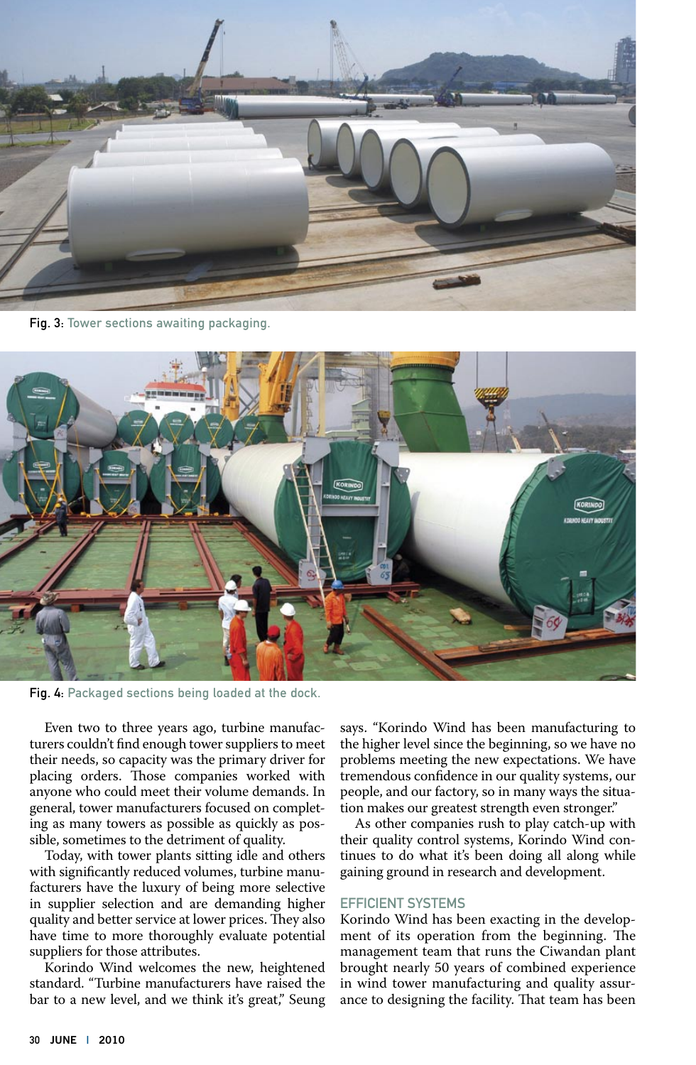Fig. 3: Tower sections awaiting packaging.

Fig. 4: Packaged sections being loaded at the dock.

Even two to three years ago, turbine manufacturers couldn't find enough tower suppliers to meet their needs, so capacity was the primary driver for placing orders. Those companies worked with anyone who could meet their volume demands. In general, tower manufacturers focused on completing as many towers as possible as quickly as possible, sometimes to the detriment of quality.

Today, with tower plants sitting idle and others with significantly reduced volumes, turbine manufacturers have the luxury of being more selective in supplier selection and are demanding higher quality and better service at lower prices. They also have time to more thoroughly evaluate potential suppliers for those attributes.

Korindo Wind welcomes the new, heightened standard. "Turbine manufacturers have raised the bar to a new level, and we think it's great," Seung says. "Korindo Wind has been manufacturing to the higher level since the beginning, so we have no problems meeting the new expectations. We have tremendous confidence in our quality systems, our people, and our factory, so in many ways the situation makes our greatest strength even stronger."

As other companies rush to play catch-up with their quality control systems, Korindo Wind continues to do what it's been doing all along while gaining ground in research and development.

## EFFICIENT SYSTEMS

Korindo Wind has been exacting in the development of its operation from the beginning. The management team that runs the Ciwandan plant brought nearly 50 years of combined experience in wind tower manufacturing and quality assurance to designing the facility. That team has been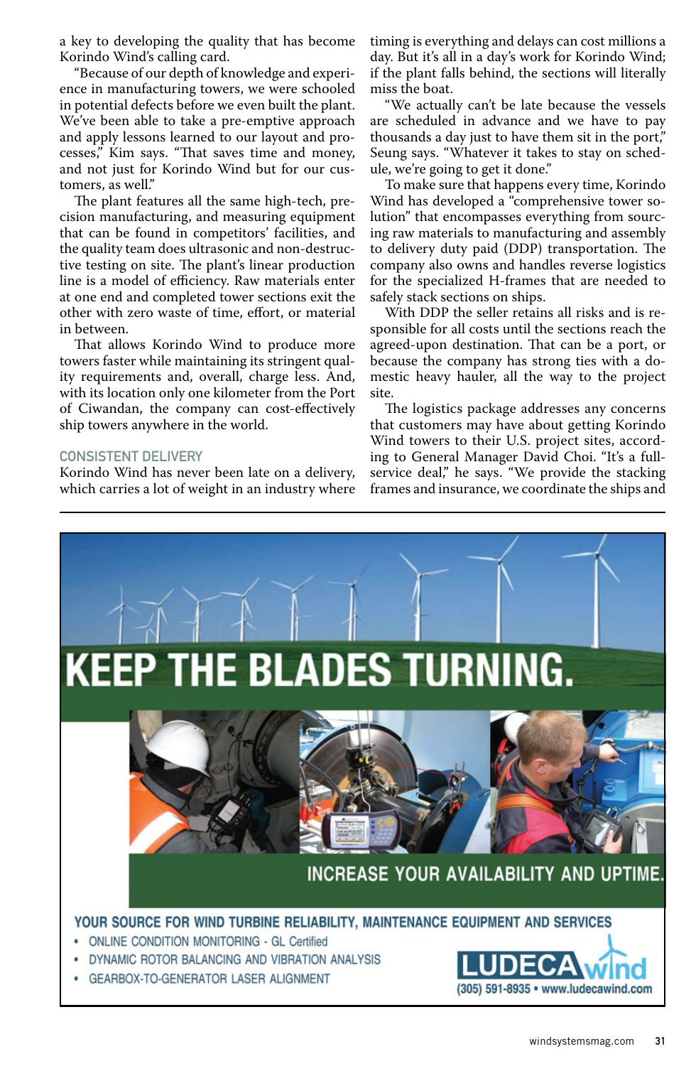a key to developing the quality that has become Korindo Wind's calling card.

"Because of our depth of knowledge and experience in manufacturing towers, we were schooled in potential defects before we even built the plant. We've been able to take a pre-emptive approach and apply lessons learned to our layout and processes," Kim says. "That saves time and money, and not just for Korindo Wind but for our customers, as well."

The plant features all the same high-tech, precision manufacturing, and measuring equipment that can be found in competitors' facilities, and the quality team does ultrasonic and non-destructive testing on site. The plant's linear production line is a model of efficiency. Raw materials enter at one end and completed tower sections exit the other with zero waste of time, effort, or material in between.

That allows Korindo Wind to produce more towers faster while maintaining its stringent quality requirements and, overall, charge less. And, with its location only one kilometer from the Port of Ciwandan, the company can cost-effectively ship towers anywhere in the world.

## CONSISTENT DELIVERY

Korindo Wind has never been late on a delivery, which carries a lot of weight in an industry where timing is everything and delays can cost millions a day. But it's all in a day's work for Korindo Wind; if the plant falls behind, the sections will literally miss the boat.

"We actually can't be late because the vessels are scheduled in advance and we have to pay thousands a day just to have them sit in the port," Seung says. "Whatever it takes to stay on schedule, we're going to get it done."

To make sure that happens every time, Korindo Wind has developed a "comprehensive tower solution" that encompasses everything from sourcing raw materials to manufacturing and assembly to delivery duty paid (DDP) transportation. The company also owns and handles reverse logistics for the specialized H-frames that are needed to safely stack sections on ships.

With DDP the seller retains all risks and is responsible for all costs until the sections reach the agreed-upon destination. That can be a port, or because the company has strong ties with a domestic heavy hauler, all the way to the project site.

The logistics package addresses any concerns that customers may have about getting Korindo Wind towers to their U.S. project sites, according to General Manager David Choi. "It's a full-service deal," he says. "We provide the stacking frames and insurance, we coordinate the ships and

---

KEEP THE BLADES TURNING.

INCREASE YOUR AVAILABILITY AND UPTIME.

YOUR SOURCE FOR WIND TURBINE RELIABILITY, MAINTENANCE EQUIPMENT AND SERVICES

- ONLINE CONDITION MONITORING - GL Certified
- DYNAMIC ROTOR BALANCING AND VIBRATION ANALYSIS
- GEARBOX-TO-GENERATOR LASER ALIGNMENT

LUDECA wind
(305) 591-8935 • www.ludecawind.com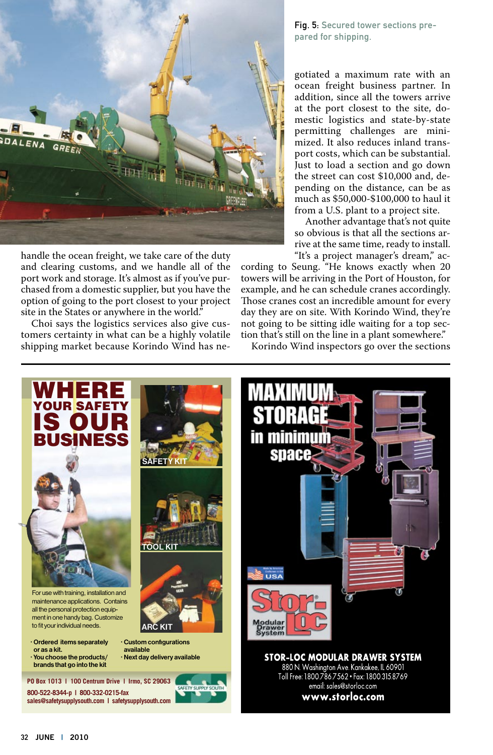Fig. 5: Secured tower sections prepared for shipping.

handle the ocean freight, we take care of the duty and clearing customs, and we handle all of the port work and storage. It's almost as if you've purchased from a domestic supplier, but you have the option of going to the port closest to your project site in the States or anywhere in the world."

Choi says the logistics services also give customers certainty in what can be a highly volatile shipping market because Korindo Wind has negotiated a maximum rate with an ocean freight business partner. In addition, since all the towers arrive at the port closest to the site, domestic logistics and state-by-state permitting challenges are minimized. It also reduces inland transport costs, which can be substantial. Just to load a section and go down the street can cost $10,000 and, depending on the distance, can be as much as $50,000-$100,000 to haul it from a U.S. plant to a project site.

Another advantage that's not quite so obvious is that all the sections arrive at the same time, ready to install. "It's a project manager's dream," according to Seung. "He knows exactly when 20 towers will be arriving in the Port of Houston, for example, and he can schedule cranes accordingly. Those cranes cost an incredible amount for every day they are on site. With Korindo Wind, they're not going to be sitting idle waiting for a top section that's still on the line in a plant somewhere."

Korindo Wind inspectors go over the sections

---

**WHERE YOUR SAFETY IS OUR BUSINESS**

SAFETY KIT

TOOL KIT

ARC KIT

For use with training, installation and maintenance applications. Contains all the personal protection equipment in one handy bag. Customize to fit your individual needs.

- Ordered items separately or as a kit.
- You choose the products/brands that go into the kit
- Custom configurations available
- Next day delivery available

PO Box 1013 | 100 Centrum Drive | Irmo, SC 29063
800-522-8344-p | 800-332-0215-fax
sales@safetysupplysouth.com | safetysupplysouth.com

SAFETY SUPPLY SOUTH

---

**MAXIMUM STORAGE in minimum space**

USA

Stor-Loc Modular Drawer System

**STOR-LOC MODULAR DRAWER SYSTEM**
880 N. Washington Ave. Kankakee, IL 60901
Toll Free: 1800.786.7562 • Fax: 1800.315.8769
email: sales@storloc.com
**www.storloc.com**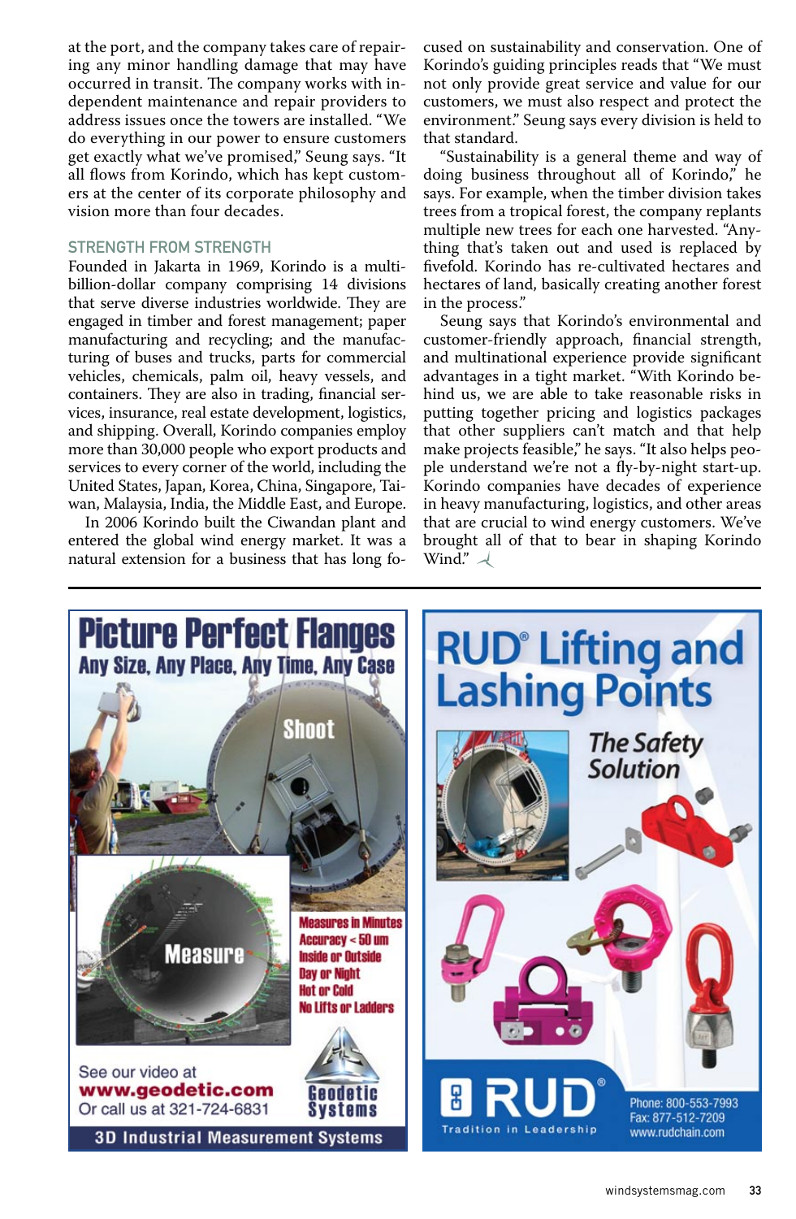at the port, and the company takes care of repairing any minor handling damage that may have occurred in transit. The company works with independent maintenance and repair providers to address issues once the towers are installed. "We do everything in our power to ensure customers get exactly what we've promised," Seung says. "It all flows from Korindo, which has kept customers at the center of its corporate philosophy and vision more than four decades.

### STRENGTH FROM STRENGTH

Founded in Jakarta in 1969, Korindo is a multi-billion-dollar company comprising 14 divisions that serve diverse industries worldwide. They are engaged in timber and forest management; paper manufacturing and recycling; and the manufacturing of buses and trucks, parts for commercial vehicles, chemicals, palm oil, heavy vessels, and containers. They are also in trading, financial services, insurance, real estate development, logistics, and shipping. Overall, Korindo companies employ more than 30,000 people who export products and services to every corner of the world, including the United States, Japan, Korea, China, Singapore, Taiwan, Malaysia, India, the Middle East, and Europe.

In 2006 Korindo built the Ciwandan plant and entered the global wind energy market. It was a natural extension for a business that has long focused on sustainability and conservation. One of Korindo's guiding principles reads that "We must not only provide great service and value for our customers, we must also respect and protect the environment." Seung says every division is held to that standard.

"Sustainability is a general theme and way of doing business throughout all of Korindo," he says. For example, when the timber division takes trees from a tropical forest, the company replants multiple new trees for each one harvested. "Anything that's taken out and used is replaced by fivefold. Korindo has re-cultivated hectares and hectares of land, basically creating another forest in the process."

Seung says that Korindo's environmental and customer-friendly approach, financial strength, and multinational experience provide significant advantages in a tight market. "With Korindo behind us, we are able to take reasonable risks in putting together pricing and logistics packages that other suppliers can't match and that help make projects feasible," he says. "It also helps people understand we're not a fly-by-night start-up. Korindo companies have decades of experience in heavy manufacturing, logistics, and other areas that are crucial to wind energy customers. We've brought all of that to bear in shaping Korindo Wind."

**Picture Perfect Flanges**
Any Size, Any Place, Any Time, Any Case

Shoot

Measure

Measures in Minutes
Accuracy < 50 um
Inside or Outside
Day or Night
Hot or Cold
No Lifts or Ladders

See our video at **www.geodetic.com**
Or call us at 321-724-6831

Geodetic Systems
3D Industrial Measurement Systems

**RUD® Lifting and Lashing Points**
*The Safety Solution*

RUD®
Tradition in Leadership
Phone: 800-553-7993
Fax: 877-512-7209
www.rudchain.com